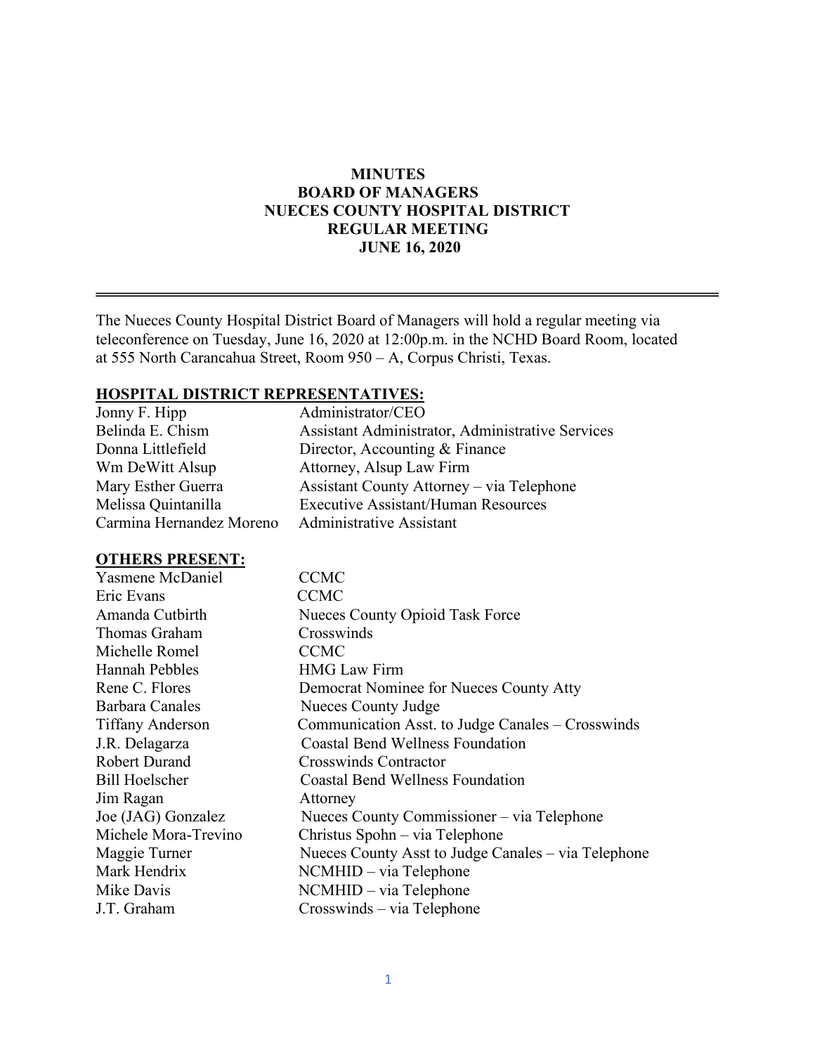# MINUTES
## BOARD OF MANAGERS
## NUECES COUNTY HOSPITAL DISTRICT
## REGULAR MEETING
## JUNE 16, 2020

---

The Nueces County Hospital District Board of Managers will hold a regular meeting via teleconference on Tuesday, June 16, 2020 at 12:00p.m. in the NCHD Board Room, located at 555 North Carancahua Street, Room 950 – A, Corpus Christi, Texas.

**HOSPITAL DISTRICT REPRESENTATIVES:**

| | |
|---|---|
| Jonny F. Hipp | Administrator/CEO |
| Belinda E. Chism | Assistant Administrator, Administrative Services |
| Donna Littlefield | Director, Accounting & Finance |
| Wm DeWitt Alsup | Attorney, Alsup Law Firm |
| Mary Esther Guerra | Assistant County Attorney – via Telephone |
| Melissa Quintanilla | Executive Assistant/Human Resources |
| Carmina Hernandez Moreno | Administrative Assistant |

**OTHERS PRESENT:**

| | |
|---|---|
| Yasmene McDaniel | CCMC |
| Eric Evans | CCMC |
| Amanda Cutbirth | Nueces County Opioid Task Force |
| Thomas Graham | Crosswinds |
| Michelle Romel | CCMC |
| Hannah Pebbles | HMG Law Firm |
| Rene C. Flores | Democrat Nominee for Nueces County Atty |
| Barbara Canales | Nueces County Judge |
| Tiffany Anderson | Communication Asst. to Judge Canales – Crosswinds |
| J.R. Delagarza | Coastal Bend Wellness Foundation |
| Robert Durand | Crosswinds Contractor |
| Bill Hoelscher | Coastal Bend Wellness Foundation |
| Jim Ragan | Attorney |
| Joe (JAG) Gonzalez | Nueces County Commissioner – via Telephone |
| Michele Mora-Trevino | Christus Spohn – via Telephone |
| Maggie Turner | Nueces County Asst to Judge Canales – via Telephone |
| Mark Hendrix | NCMHID – via Telephone |
| Mike Davis | NCMHID – via Telephone |
| J.T. Graham | Crosswinds – via Telephone |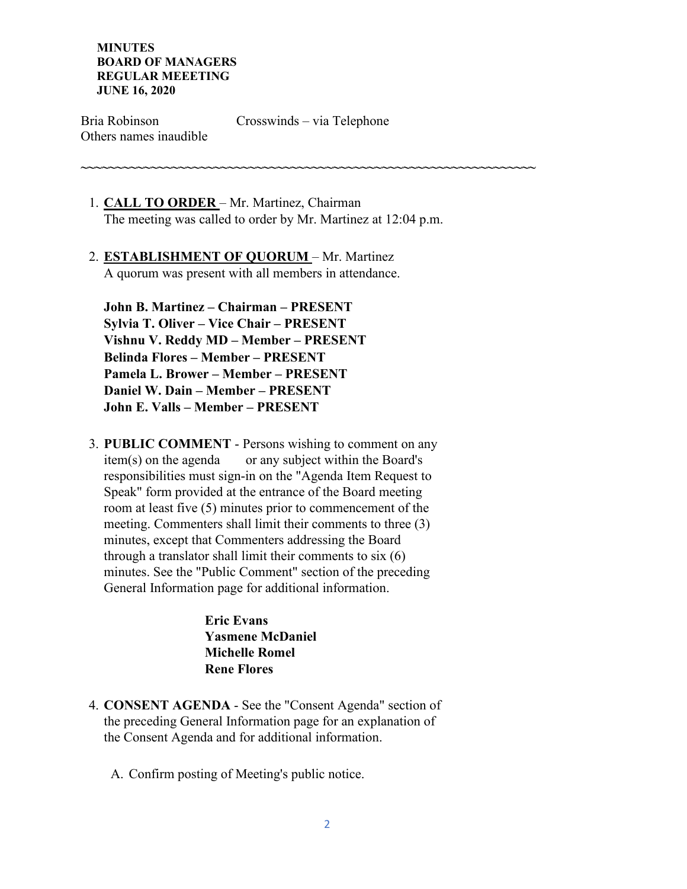**MINUTES**
**BOARD OF MANAGERS**
**REGULAR MEEETING**
**JUNE 16, 2020**

Bria Robinson Crosswinds – via Telephone
Others names inaudible

~~~~~~~~~~~~~~~~~~~~~~~~~~~~~~~~~~~~~~~~~~~~~~~~~~~~~~~~~~~~~~~~~~~~

1. **CALL TO ORDER** – Mr. Martinez, Chairman
   The meeting was called to order by Mr. Martinez at 12:04 p.m.

2. **ESTABLISHMENT OF QUORUM** – Mr. Martinez
   A quorum was present with all members in attendance.

   **John B. Martinez – Chairman – PRESENT**
   **Sylvia T. Oliver – Vice Chair – PRESENT**
   **Vishnu V. Reddy MD – Member – PRESENT**
   **Belinda Flores – Member – PRESENT**
   **Pamela L. Brower – Member – PRESENT**
   **Daniel W. Dain – Member – PRESENT**
   **John E. Valls – Member – PRESENT**

3. **PUBLIC COMMENT** - Persons wishing to comment on any item(s) on the agenda or any subject within the Board's responsibilities must sign-in on the "Agenda Item Request to Speak" form provided at the entrance of the Board meeting room at least five (5) minutes prior to commencement of the meeting. Commenters shall limit their comments to three (3) minutes, except that Commenters addressing the Board through a translator shall limit their comments to six (6) minutes. See the "Public Comment" section of the preceding General Information page for additional information.

   **Eric Evans**
   **Yasmene McDaniel**
   **Michelle Romel**
   **Rene Flores**

4. **CONSENT AGENDA** - See the "Consent Agenda" section of the preceding General Information page for an explanation of the Consent Agenda and for additional information.

   A. Confirm posting of Meeting's public notice.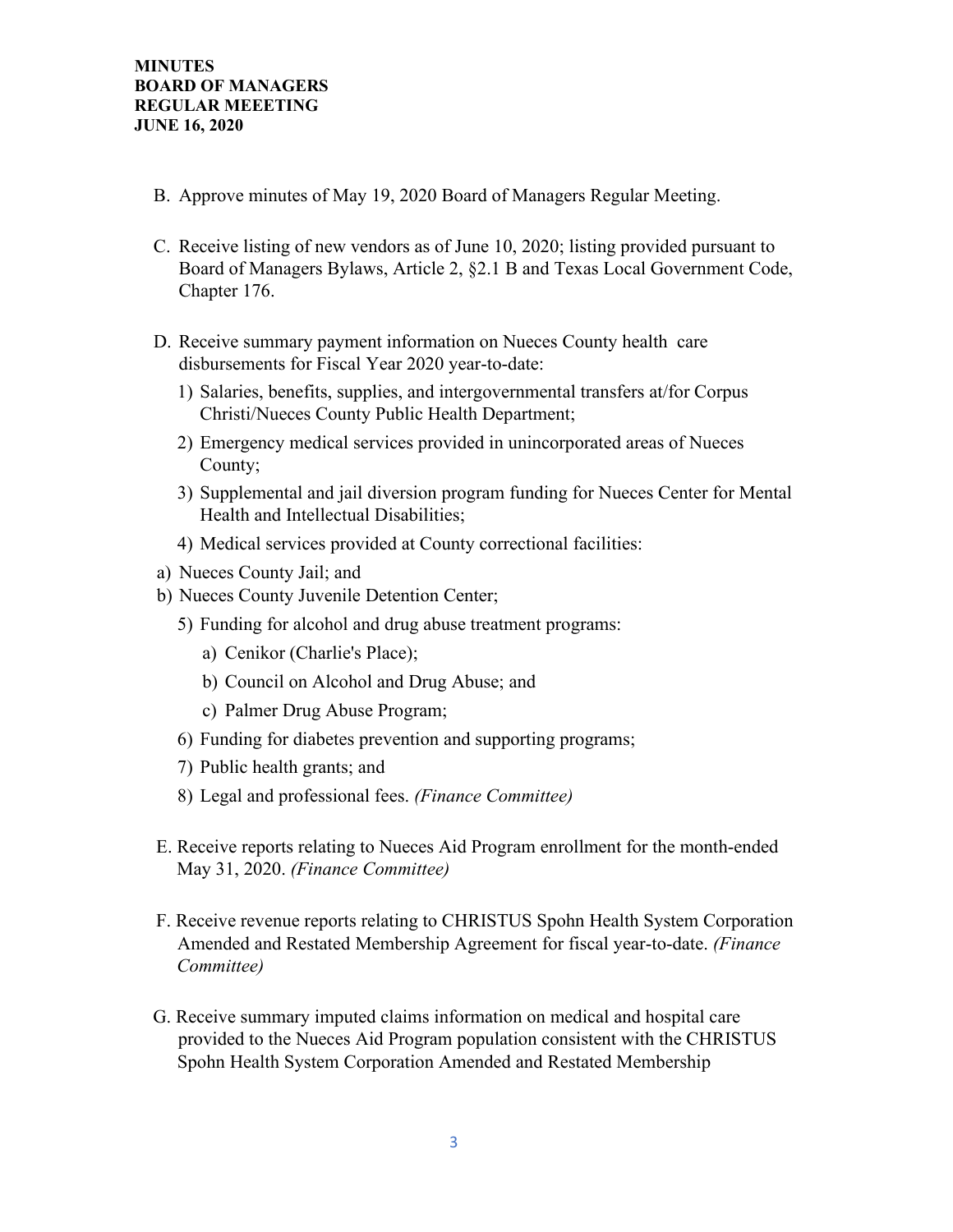B. Approve minutes of May 19, 2020 Board of Managers Regular Meeting.

C. Receive listing of new vendors as of June 10, 2020; listing provided pursuant to Board of Managers Bylaws, Article 2, §2.1 B and Texas Local Government Code, Chapter 176.

D. Receive summary payment information on Nueces County health care disbursements for Fiscal Year 2020 year-to-date:

1) Salaries, benefits, supplies, and intergovernmental transfers at/for Corpus Christi/Nueces County Public Health Department;
2) Emergency medical services provided in unincorporated areas of Nueces County;
3) Supplemental and jail diversion program funding for Nueces Center for Mental Health and Intellectual Disabilities;
4) Medical services provided at County correctional facilities:
   a) Nueces County Jail; and
   b) Nueces County Juvenile Detention Center;
5) Funding for alcohol and drug abuse treatment programs:
   a) Cenikor (Charlie's Place);
   b) Council on Alcohol and Drug Abuse; and
   c) Palmer Drug Abuse Program;
6) Funding for diabetes prevention and supporting programs;
7) Public health grants; and
8) Legal and professional fees. *(Finance Committee)*

E. Receive reports relating to Nueces Aid Program enrollment for the month-ended May 31, 2020. *(Finance Committee)*

F. Receive revenue reports relating to CHRISTUS Spohn Health System Corporation Amended and Restated Membership Agreement for fiscal year-to-date. *(Finance Committee)*

G. Receive summary imputed claims information on medical and hospital care provided to the Nueces Aid Program population consistent with the CHRISTUS Spohn Health System Corporation Amended and Restated Membership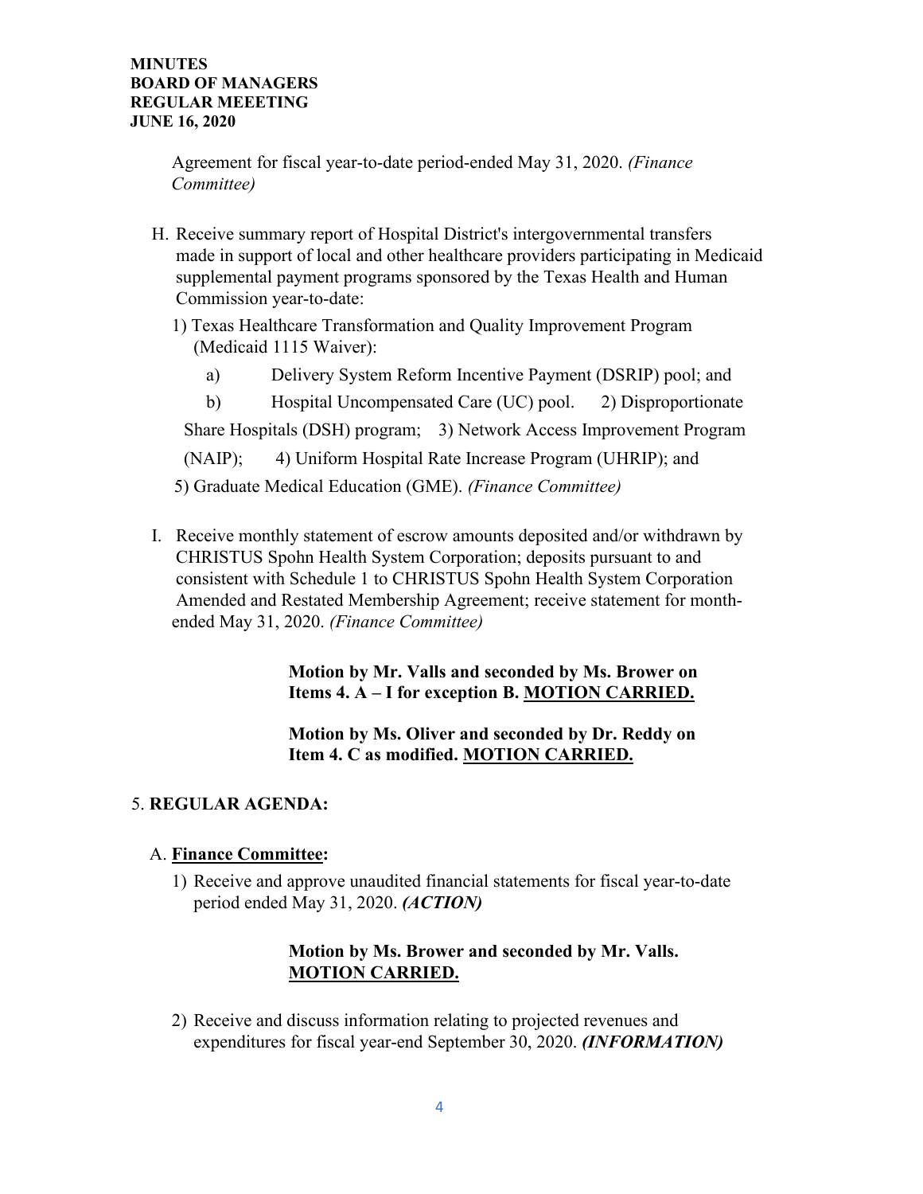Agreement for fiscal year-to-date period-ended May 31, 2020. *(Finance Committee)*

H. Receive summary report of Hospital District's intergovernmental transfers made in support of local and other healthcare providers participating in Medicaid supplemental payment programs sponsored by the Texas Health and Human Commission year-to-date:

   1) Texas Healthcare Transformation and Quality Improvement Program (Medicaid 1115 Waiver):

      a) Delivery System Reform Incentive Payment (DSRIP) pool; and

      b) Hospital Uncompensated Care (UC) pool. 2) Disproportionate Share Hospitals (DSH) program; 3) Network Access Improvement Program (NAIP); 4) Uniform Hospital Rate Increase Program (UHRIP); and 5) Graduate Medical Education (GME). *(Finance Committee)*

I. Receive monthly statement of escrow amounts deposited and/or withdrawn by CHRISTUS Spohn Health System Corporation; deposits pursuant to and consistent with Schedule 1 to CHRISTUS Spohn Health System Corporation Amended and Restated Membership Agreement; receive statement for month-ended May 31, 2020. *(Finance Committee)*

**Motion by Mr. Valls and seconded by Ms. Brower on Items 4. A – I for exception B. MOTION CARRIED.**

**Motion by Ms. Oliver and seconded by Dr. Reddy on Item 4. C as modified. MOTION CARRIED.**

5. **REGULAR AGENDA:**

A. **Finance Committee:**

   1) Receive and approve unaudited financial statements for fiscal year-to-date period ended May 31, 2020. ***(ACTION)***

   **Motion by Ms. Brower and seconded by Mr. Valls. MOTION CARRIED.**

   2) Receive and discuss information relating to projected revenues and expenditures for fiscal year-end September 30, 2020. ***(INFORMATION)***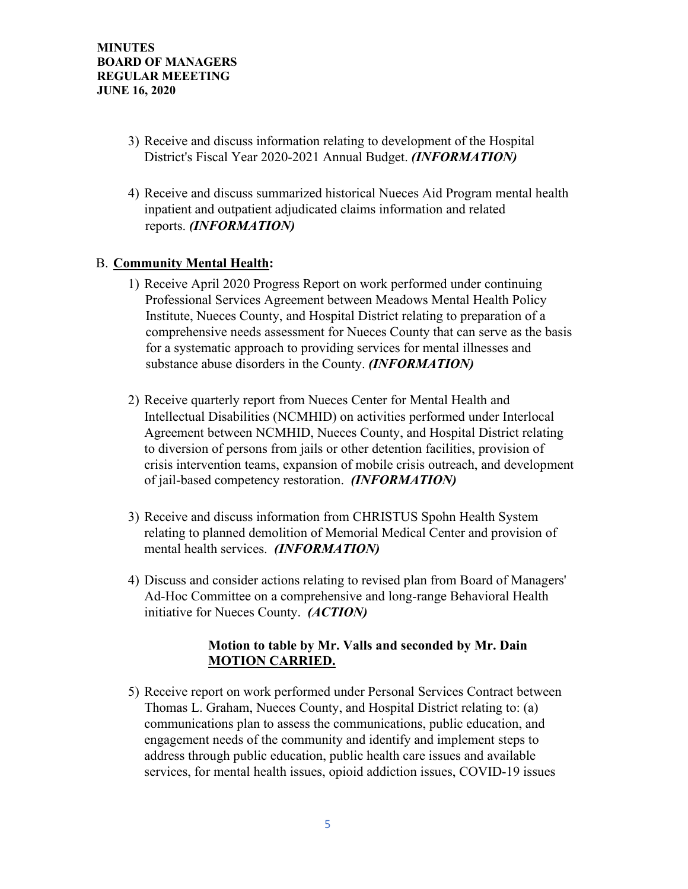3) Receive and discuss information relating to development of the Hospital District's Fiscal Year 2020-2021 Annual Budget. ***(INFORMATION)***

4) Receive and discuss summarized historical Nueces Aid Program mental health inpatient and outpatient adjudicated claims information and related reports. ***(INFORMATION)***

B. **Community Mental Health:**

1) Receive April 2020 Progress Report on work performed under continuing Professional Services Agreement between Meadows Mental Health Policy Institute, Nueces County, and Hospital District relating to preparation of a comprehensive needs assessment for Nueces County that can serve as the basis for a systematic approach to providing services for mental illnesses and substance abuse disorders in the County. ***(INFORMATION)***

2) Receive quarterly report from Nueces Center for Mental Health and Intellectual Disabilities (NCMHID) on activities performed under Interlocal Agreement between NCMHID, Nueces County, and Hospital District relating to diversion of persons from jails or other detention facilities, provision of crisis intervention teams, expansion of mobile crisis outreach, and development of jail-based competency restoration. ***(INFORMATION)***

3) Receive and discuss information from CHRISTUS Spohn Health System relating to planned demolition of Memorial Medical Center and provision of mental health services. ***(INFORMATION)***

4) Discuss and consider actions relating to revised plan from Board of Managers' Ad-Hoc Committee on a comprehensive and long-range Behavioral Health initiative for Nueces County. ***(ACTION)***

**Motion to table by Mr. Valls and seconded by Mr. Dain**
**MOTION CARRIED.**

5) Receive report on work performed under Personal Services Contract between Thomas L. Graham, Nueces County, and Hospital District relating to: (a) communications plan to assess the communications, public education, and engagement needs of the community and identify and implement steps to address through public education, public health care issues and available services, for mental health issues, opioid addiction issues, COVID-19 issues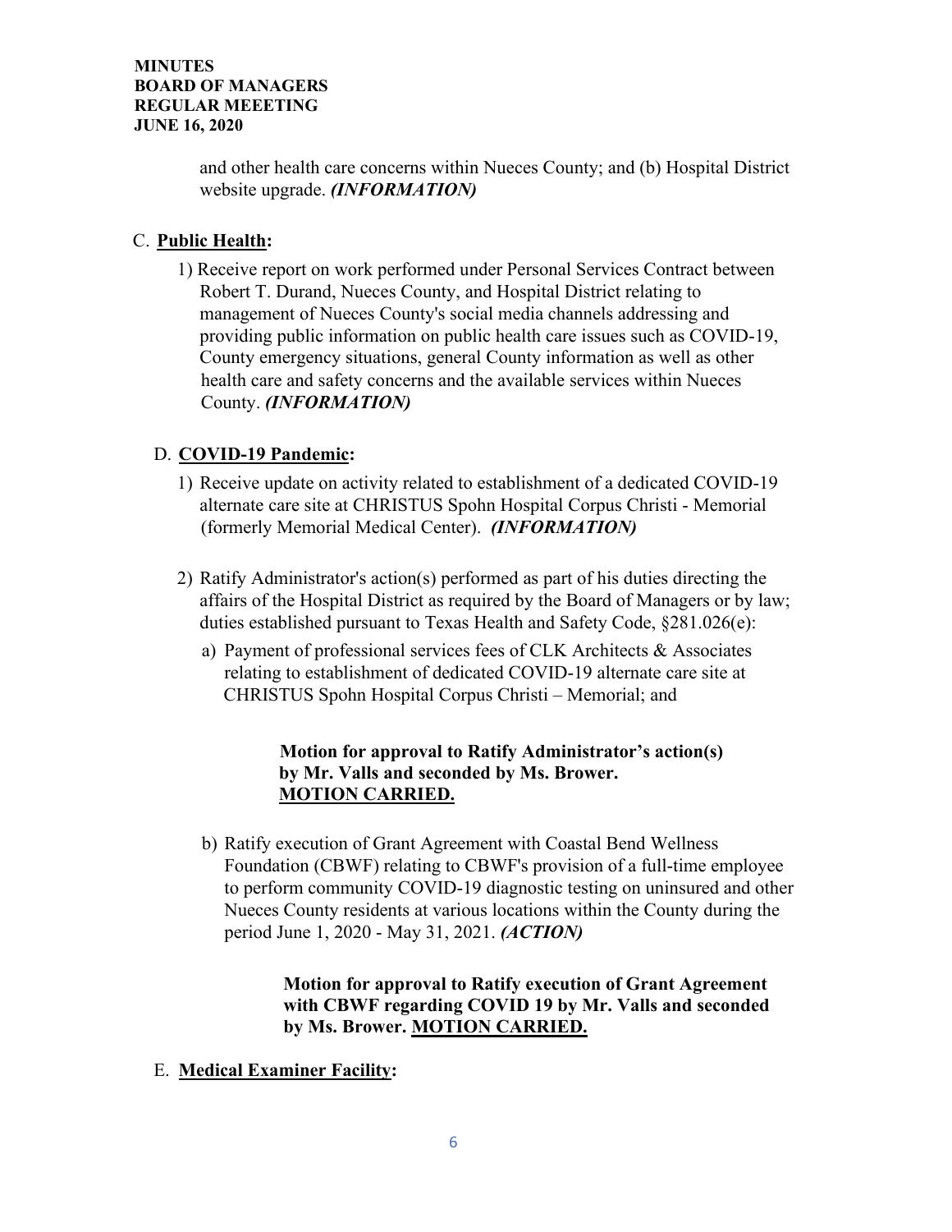and other health care concerns within Nueces County; and (b) Hospital District website upgrade. ***(INFORMATION)***

C. **Public Health:**

1) Receive report on work performed under Personal Services Contract between Robert T. Durand, Nueces County, and Hospital District relating to management of Nueces County's social media channels addressing and providing public information on public health care issues such as COVID-19, County emergency situations, general County information as well as other health care and safety concerns and the available services within Nueces County. ***(INFORMATION)***

D. **COVID-19 Pandemic:**

1) Receive update on activity related to establishment of a dedicated COVID-19 alternate care site at CHRISTUS Spohn Hospital Corpus Christi - Memorial (formerly Memorial Medical Center). ***(INFORMATION)***

2) Ratify Administrator's action(s) performed as part of his duties directing the affairs of the Hospital District as required by the Board of Managers or by law; duties established pursuant to Texas Health and Safety Code, §281.026(e):

a) Payment of professional services fees of CLK Architects & Associates relating to establishment of dedicated COVID-19 alternate care site at CHRISTUS Spohn Hospital Corpus Christi – Memorial; and

**Motion for approval to Ratify Administrator's action(s) by Mr. Valls and seconded by Ms. Brower. MOTION CARRIED.**

b) Ratify execution of Grant Agreement with Coastal Bend Wellness Foundation (CBWF) relating to CBWF's provision of a full-time employee to perform community COVID-19 diagnostic testing on uninsured and other Nueces County residents at various locations within the County during the period June 1, 2020 - May 31, 2021. ***(ACTION)***

**Motion for approval to Ratify execution of Grant Agreement with CBWF regarding COVID 19 by Mr. Valls and seconded by Ms. Brower. MOTION CARRIED.**

E. **Medical Examiner Facility:**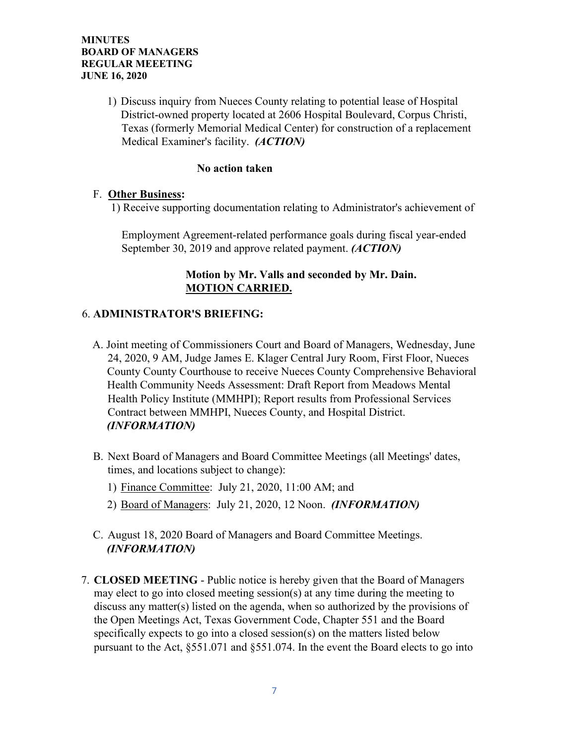1) Discuss inquiry from Nueces County relating to potential lease of Hospital District-owned property located at 2606 Hospital Boulevard, Corpus Christi, Texas (formerly Memorial Medical Center) for construction of a replacement Medical Examiner's facility. ***(ACTION)***

**No action taken**

F. **<u>Other Business</u>:**

1) Receive supporting documentation relating to Administrator's achievement of Employment Agreement-related performance goals during fiscal year-ended September 30, 2019 and approve related payment. ***(ACTION)***

**Motion by Mr. Valls and seconded by Mr. Dain.**
**<u>MOTION CARRIED.</u>**

6. **ADMINISTRATOR'S BRIEFING:**

A. Joint meeting of Commissioners Court and Board of Managers, Wednesday, June 24, 2020, 9 AM, Judge James E. Klager Central Jury Room, First Floor, Nueces County County Courthouse to receive Nueces County Comprehensive Behavioral Health Community Needs Assessment: Draft Report from Meadows Mental Health Policy Institute (MMHPI); Report results from Professional Services Contract between MMHPI, Nueces County, and Hospital District. ***(INFORMATION)***

B. Next Board of Managers and Board Committee Meetings (all Meetings' dates, times, and locations subject to change):

1) <u>Finance Committee</u>: July 21, 2020, 11:00 AM; and

2) <u>Board of Managers</u>: July 21, 2020, 12 Noon. ***(INFORMATION)***

C. August 18, 2020 Board of Managers and Board Committee Meetings. ***(INFORMATION)***

7. **CLOSED MEETING** - Public notice is hereby given that the Board of Managers may elect to go into closed meeting session(s) at any time during the meeting to discuss any matter(s) listed on the agenda, when so authorized by the provisions of the Open Meetings Act, Texas Government Code, Chapter 551 and the Board specifically expects to go into a closed session(s) on the matters listed below pursuant to the Act, §551.071 and §551.074. In the event the Board elects to go into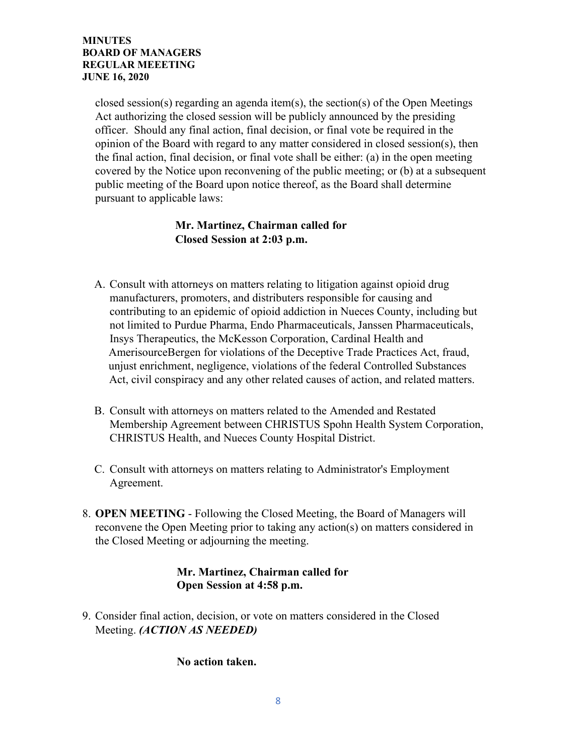closed session(s) regarding an agenda item(s), the section(s) of the Open Meetings Act authorizing the closed session will be publicly announced by the presiding officer. Should any final action, final decision, or final vote be required in the opinion of the Board with regard to any matter considered in closed session(s), then the final action, final decision, or final vote shall be either: (a) in the open meeting covered by the Notice upon reconvening of the public meeting; or (b) at a subsequent public meeting of the Board upon notice thereof, as the Board shall determine pursuant to applicable laws:

**Mr. Martinez, Chairman called for Closed Session at 2:03 p.m.**

A. Consult with attorneys on matters relating to litigation against opioid drug manufacturers, promoters, and distributers responsible for causing and contributing to an epidemic of opioid addiction in Nueces County, including but not limited to Purdue Pharma, Endo Pharmaceuticals, Janssen Pharmaceuticals, Insys Therapeutics, the McKesson Corporation, Cardinal Health and AmerisourceBergen for violations of the Deceptive Trade Practices Act, fraud, unjust enrichment, negligence, violations of the federal Controlled Substances Act, civil conspiracy and any other related causes of action, and related matters.

B. Consult with attorneys on matters related to the Amended and Restated Membership Agreement between CHRISTUS Spohn Health System Corporation, CHRISTUS Health, and Nueces County Hospital District.

C. Consult with attorneys on matters relating to Administrator's Employment Agreement.

8. **OPEN MEETING** - Following the Closed Meeting, the Board of Managers will reconvene the Open Meeting prior to taking any action(s) on matters considered in the Closed Meeting or adjourning the meeting.

**Mr. Martinez, Chairman called for Open Session at 4:58 p.m.**

9. Consider final action, decision, or vote on matters considered in the Closed Meeting. ***(ACTION AS NEEDED)***

**No action taken.**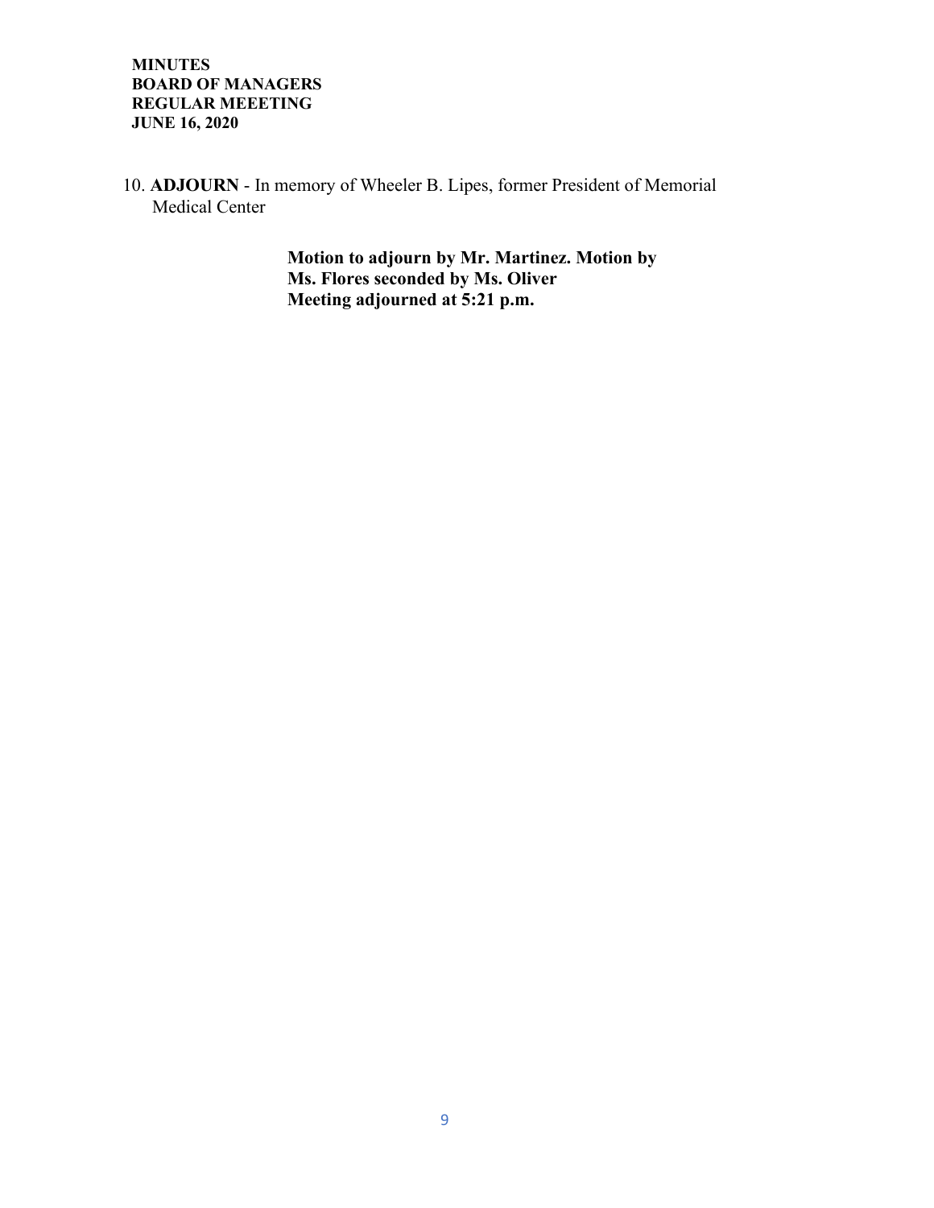10. **ADJOURN** - In memory of Wheeler B. Lipes, former President of Memorial Medical Center

**Motion to adjourn by Mr. Martinez. Motion by Ms. Flores seconded by Ms. Oliver**
**Meeting adjourned at 5:21 p.m.**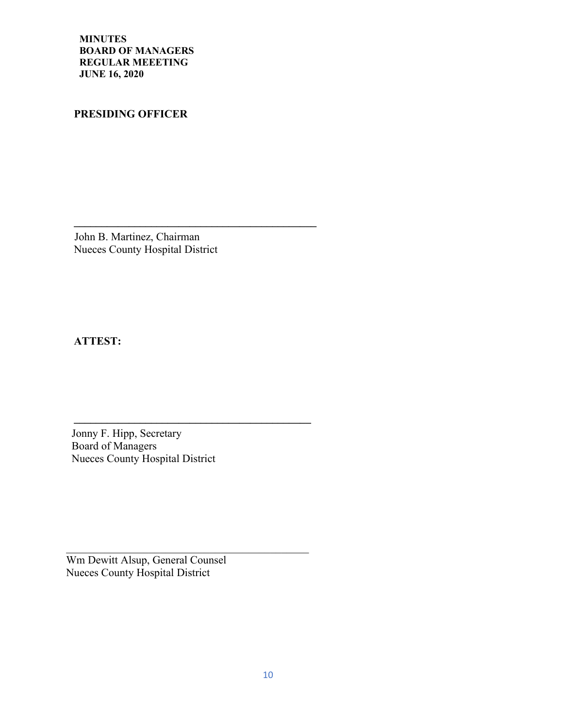**MINUTES**
**BOARD OF MANAGERS**
**REGULAR MEEETING**
**JUNE 16, 2020**

**PRESIDING OFFICER**

\_\_\_\_\_\_\_\_\_\_\_\_\_\_\_\_\_\_\_\_\_\_\_\_\_\_\_\_\_\_\_\_\_\_\_\_\_\_\_\_\_\_\_\_

John B. Martinez, Chairman
Nueces County Hospital District

**ATTEST:**

\_\_\_\_\_\_\_\_\_\_\_\_\_\_\_\_\_\_\_\_\_\_\_\_\_\_\_\_\_\_\_\_\_\_\_\_\_\_\_\_\_\_\_\_

Jonny F. Hipp, Secretary
Board of Managers
Nueces County Hospital District

\_\_\_\_\_\_\_\_\_\_\_\_\_\_\_\_\_\_\_\_\_\_\_\_\_\_\_\_\_\_\_\_\_\_\_\_\_\_\_\_\_\_\_\_

Wm Dewitt Alsup, General Counsel
Nueces County Hospital District